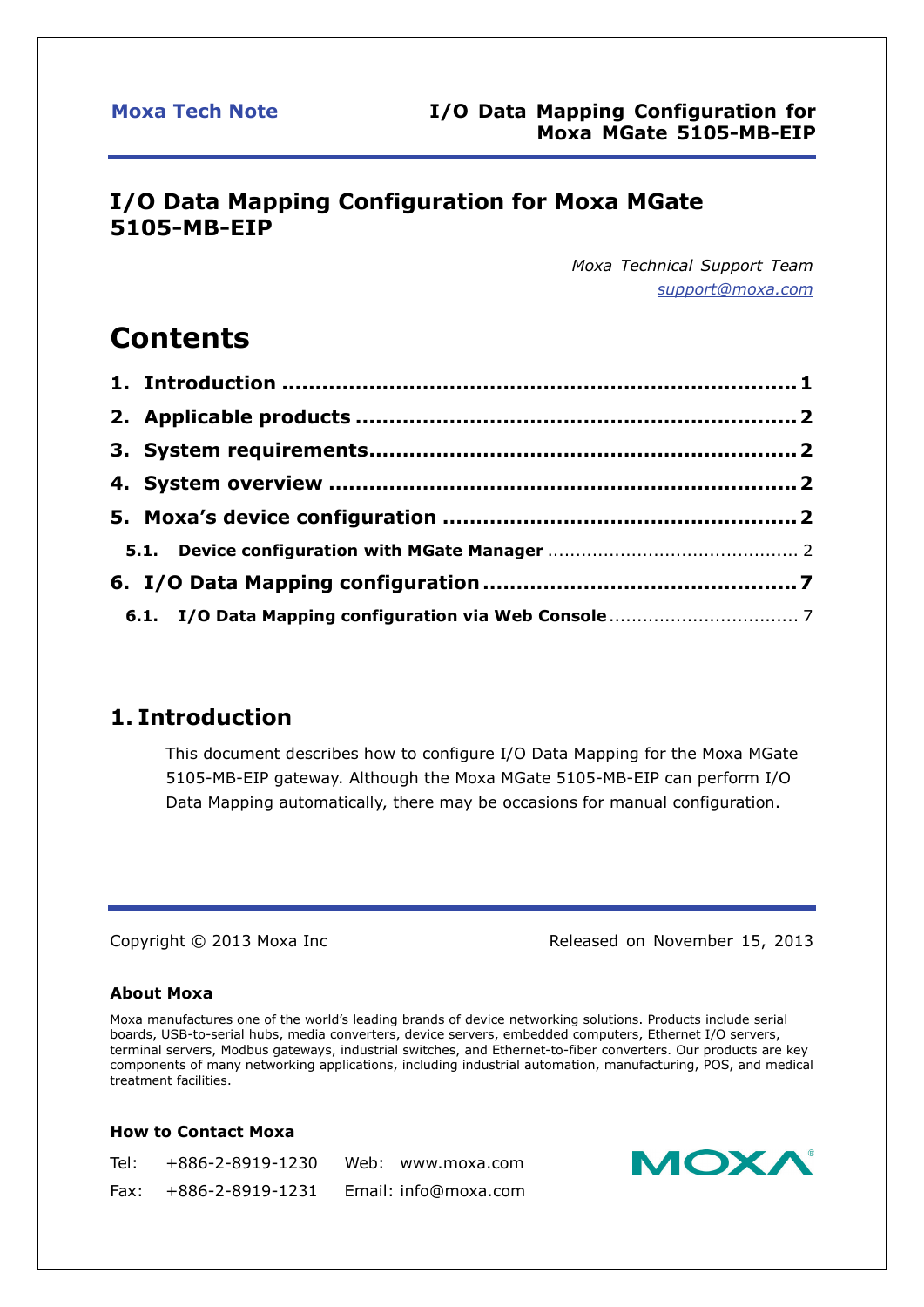# I/O Data Mapping Configuration for Moxa MGate 5105-MB-EIP

*Moxa Technical Support Team*
*support@moxa.com*

# Contents

1. Introduction ........................................................................ 1
2. Applicable products ........................................................ 2
3. System requirements....................................................... 2
4. System overview ............................................................. 2
5. Moxa's device configuration ........................................... 2
   - 5.1. Device configuration with MGate Manager ........................................... 2
6. I/O Data Mapping configuration ...................................... 7
   - 6.1. I/O Data Mapping configuration via Web Console ................................ 7

## 1. Introduction

This document describes how to configure I/O Data Mapping for the Moxa MGate 5105-MB-EIP gateway. Although the Moxa MGate 5105-MB-EIP can perform I/O Data Mapping automatically, there may be occasions for manual configuration.

Copyright © 2013 Moxa Inc

Released on November 15, 2013

**About Moxa**

Moxa manufactures one of the world's leading brands of device networking solutions. Products include serial boards, USB-to-serial hubs, media converters, device servers, embedded computers, Ethernet I/O servers, terminal servers, Modbus gateways, industrial switches, and Ethernet-to-fiber converters. Our products are key components of many networking applications, including industrial automation, manufacturing, POS, and medical treatment facilities.

**How to Contact Moxa**

| | | | |
|---|---|---|---|
| Tel: | +886-2-8919-1230 | Web: | www.moxa.com |
| Fax: | +886-2-8919-1231 | Email: | info@moxa.com |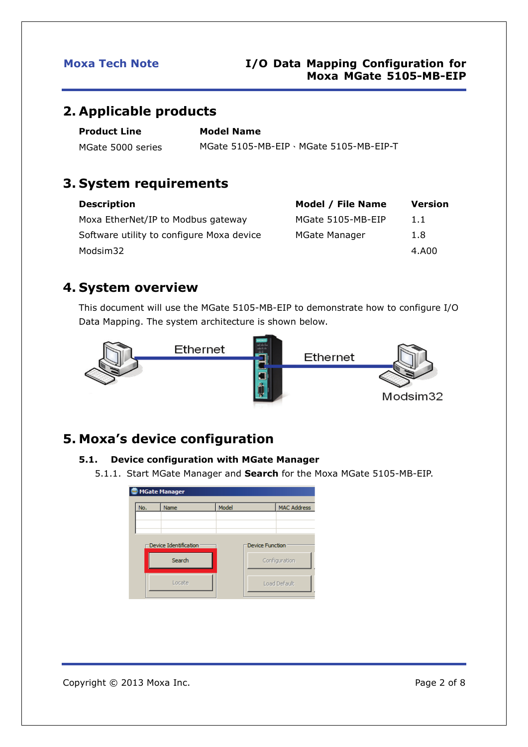## 2. Applicable products

| Product Line | Model Name |
|---|---|
| MGate 5000 series | MGate 5105-MB-EIP、MGate 5105-MB-EIP-T |

## 3. System requirements

| Description | Model / File Name | Version |
|---|---|---|
| Moxa EtherNet/IP to Modbus gateway | MGate 5105-MB-EIP | 1.1 |
| Software utility to configure Moxa device | MGate Manager | 1.8 |
| Modsim32 | | 4.A00 |

## 4. System overview

This document will use the MGate 5105-MB-EIP to demonstrate how to configure I/O Data Mapping. The system architecture is shown below.

## 5. Moxa's device configuration

### 5.1. Device configuration with MGate Manager

5.1.1. Start MGate Manager and **Search** for the Moxa MGate 5105-MB-EIP.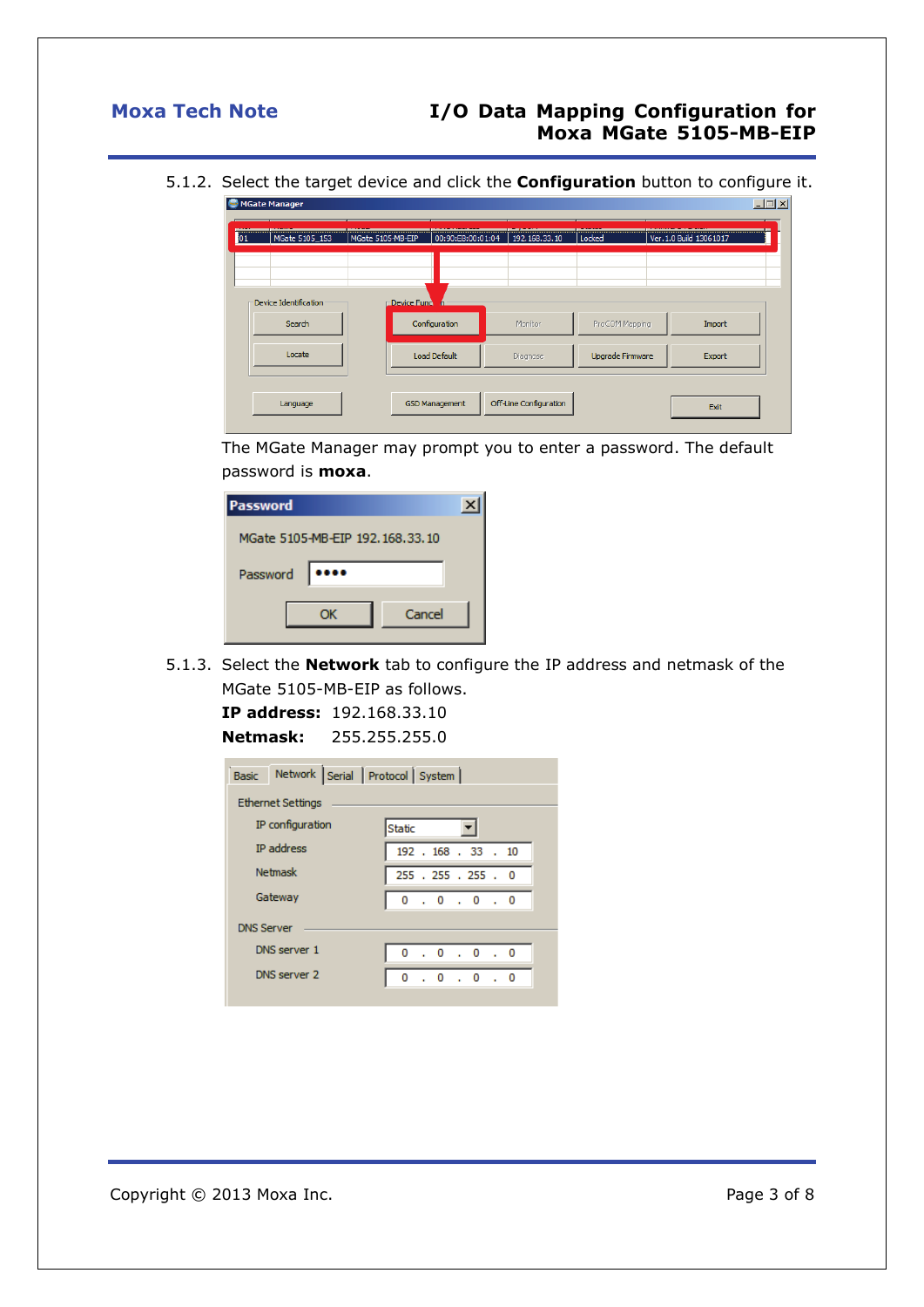5.1.2. Select the target device and click the **Configuration** button to configure it.

The MGate Manager may prompt you to enter a password. The default password is **moxa**.

5.1.3. Select the **Network** tab to configure the IP address and netmask of the MGate 5105-MB-EIP as follows.

**IP address:** 192.168.33.10

**Netmask:** 255.255.255.0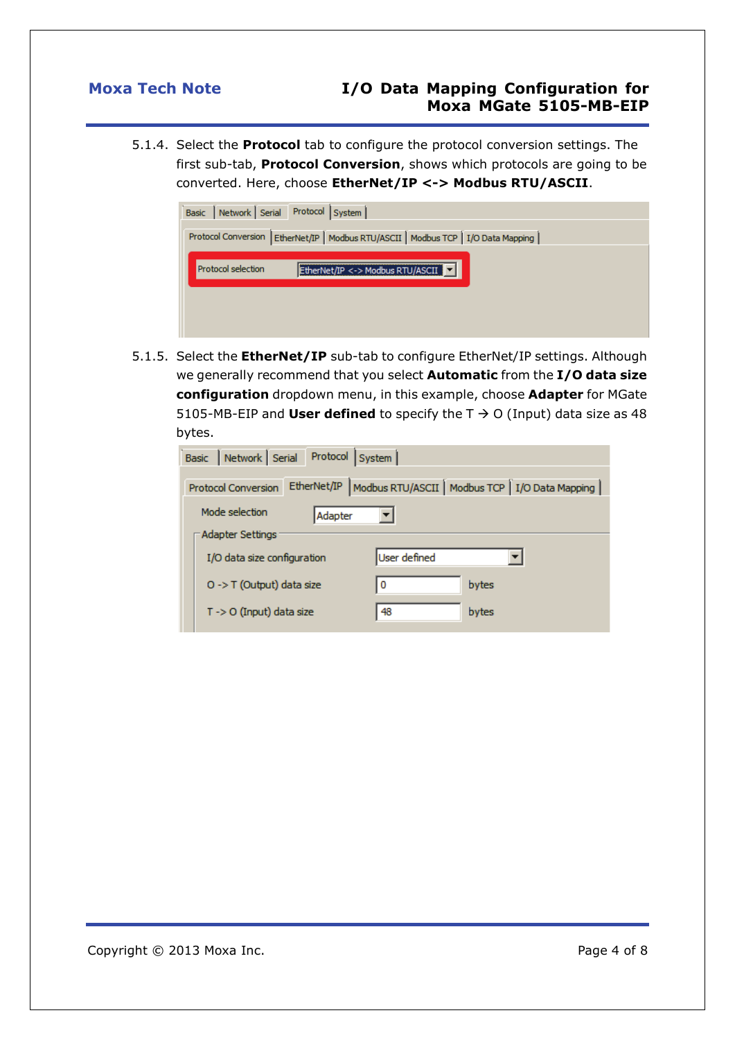5.1.4. Select the **Protocol** tab to configure the protocol conversion settings. The first sub-tab, **Protocol Conversion**, shows which protocols are going to be converted. Here, choose **EtherNet/IP <-> Modbus RTU/ASCII**.

5.1.5. Select the **EtherNet/IP** sub-tab to configure EtherNet/IP settings. Although we generally recommend that you select **Automatic** from the **I/O data size configuration** dropdown menu, in this example, choose **Adapter** for MGate 5105-MB-EIP and **User defined** to specify the T → O (Input) data size as 48 bytes.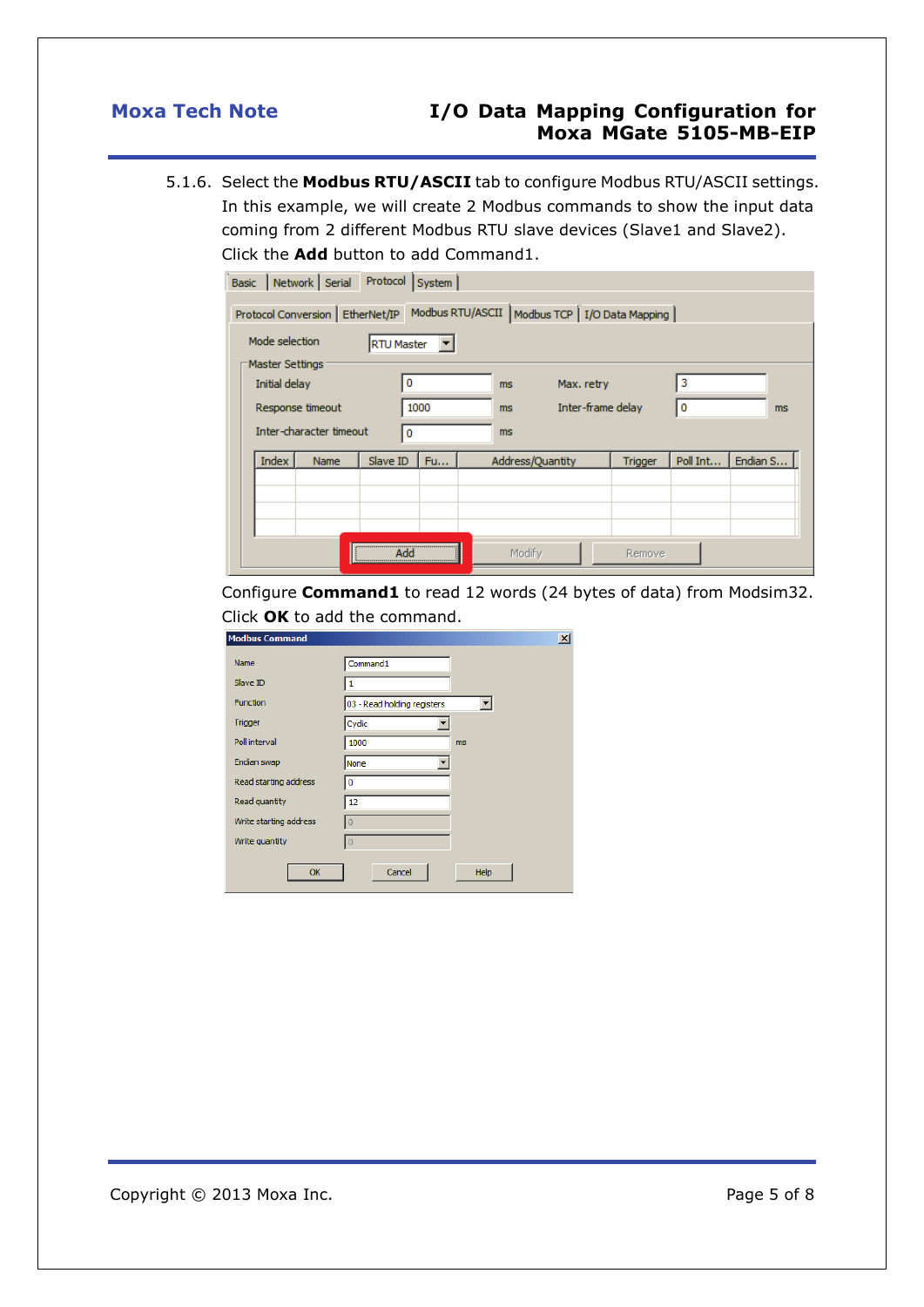5.1.6. Select the **Modbus RTU/ASCII** tab to configure Modbus RTU/ASCII settings. In this example, we will create 2 Modbus commands to show the input data coming from 2 different Modbus RTU slave devices (Slave1 and Slave2). Click the **Add** button to add Command1.

Configure **Command1** to read 12 words (24 bytes of data) from Modsim32. Click **OK** to add the command.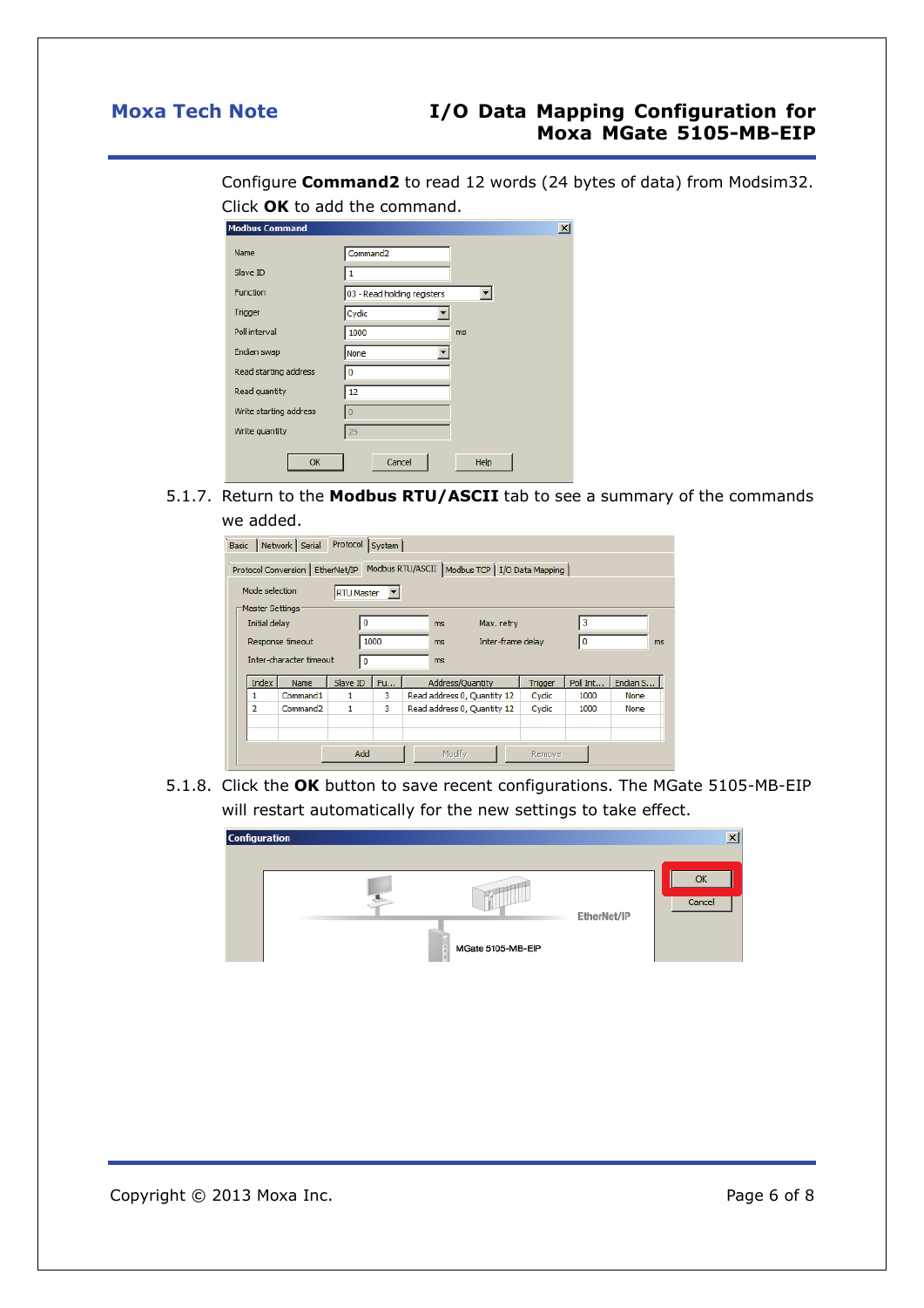Configure **Command2** to read 12 words (24 bytes of data) from Modsim32. Click **OK** to add the command.

5.1.7. Return to the **Modbus RTU/ASCII** tab to see a summary of the commands we added.

5.1.8. Click the **OK** button to save recent configurations. The MGate 5105-MB-EIP will restart automatically for the new settings to take effect.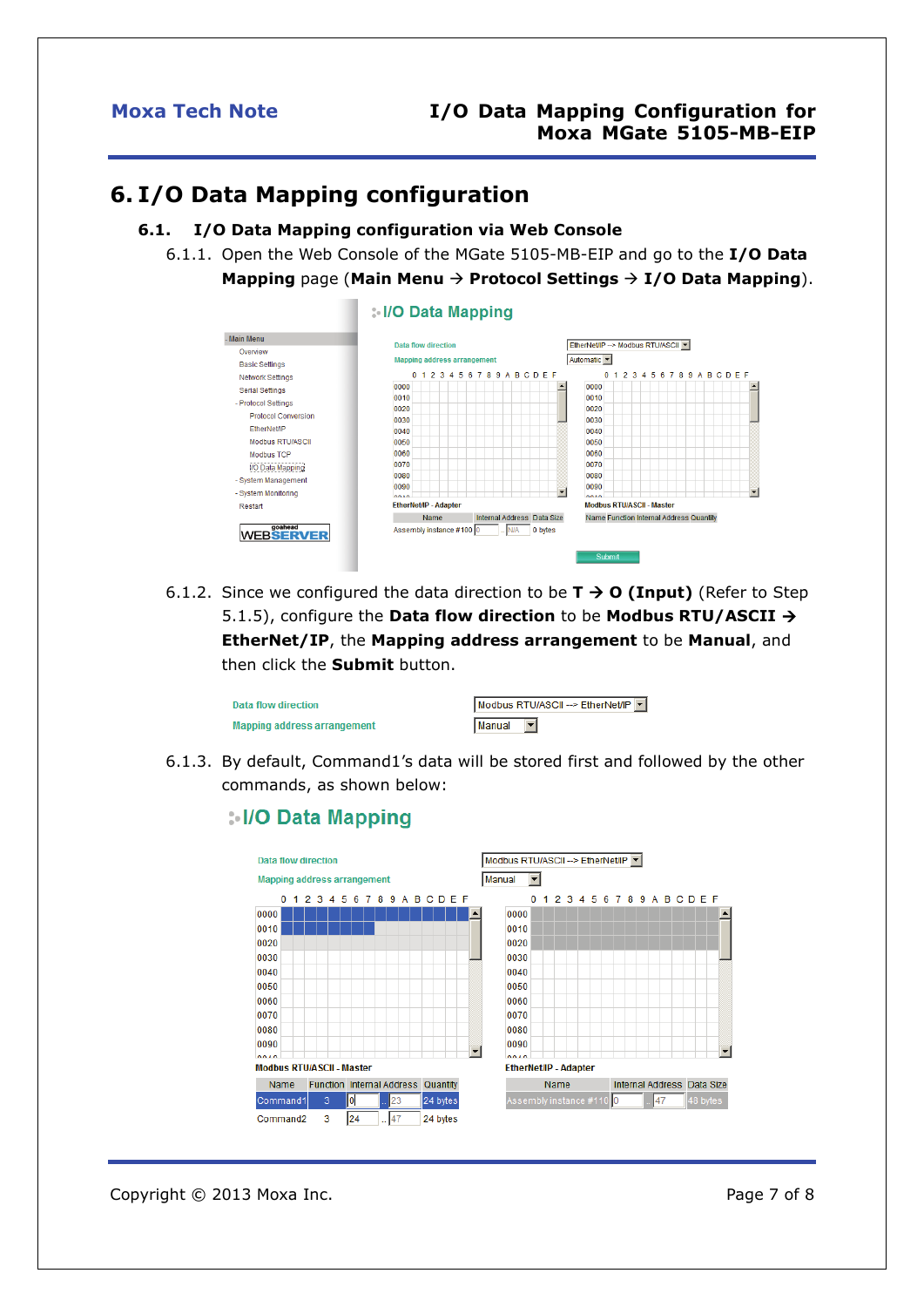# 6. I/O Data Mapping configuration

## 6.1. I/O Data Mapping configuration via Web Console

6.1.1. Open the Web Console of the MGate 5105-MB-EIP and go to the **I/O Data Mapping** page (**Main Menu → Protocol Settings → I/O Data Mapping**).

6.1.2. Since we configured the data direction to be **T → O (Input)** (Refer to Step 5.1.5), configure the **Data flow direction** to be **Modbus RTU/ASCII → EtherNet/IP**, the **Mapping address arrangement** to be **Manual**, and then click the **Submit** button.

6.1.3. By default, Command1's data will be stored first and followed by the other commands, as shown below: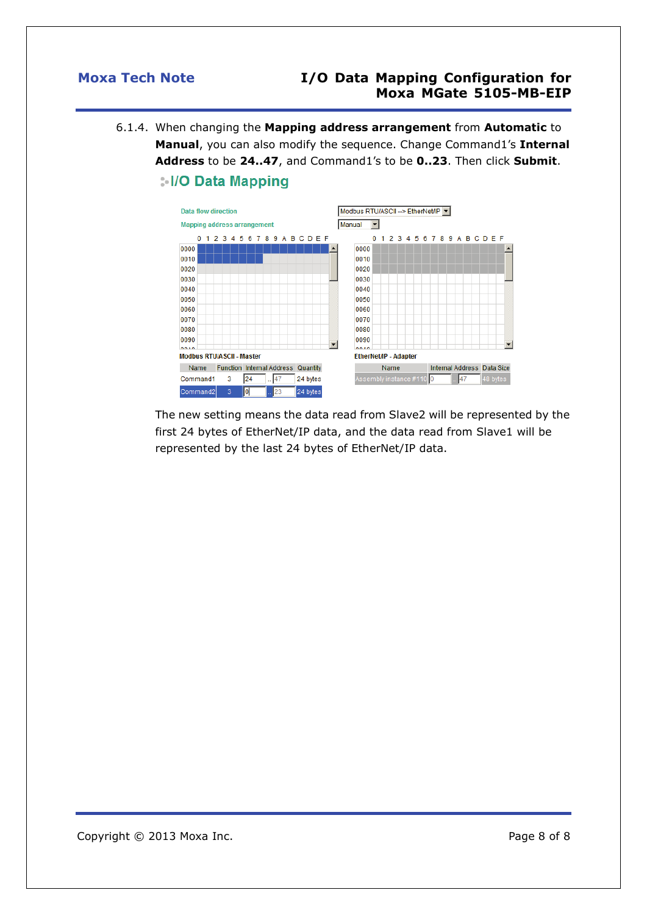6.1.4. When changing the **Mapping address arrangement** from **Automatic** to **Manual**, you can also modify the sequence. Change Command1's **Internal Address** to be **24..47**, and Command1's to be **0..23**. Then click **Submit**.

## I/O Data Mapping

Data flow direction: Modbus RTU/ASCII --> EtherNet/IP

Mapping address arrangement: Manual

Modbus RTU/ASCII - Master

| Name | Function | Internal Address | Quantity |
|---|---|---|---|
| Command1 | 3 | 24 .. 47 | 24 bytes |
| Command2 | 3 | 0 .. 23 | 24 bytes |

EtherNet/IP - Adapter

| Name | Internal Address | Data Size |
|---|---|---|
| Assembly instance #110 | 0 .. 47 | 48 bytes |

The new setting means the data read from Slave2 will be represented by the first 24 bytes of EtherNet/IP data, and the data read from Slave1 will be represented by the last 24 bytes of EtherNet/IP data.